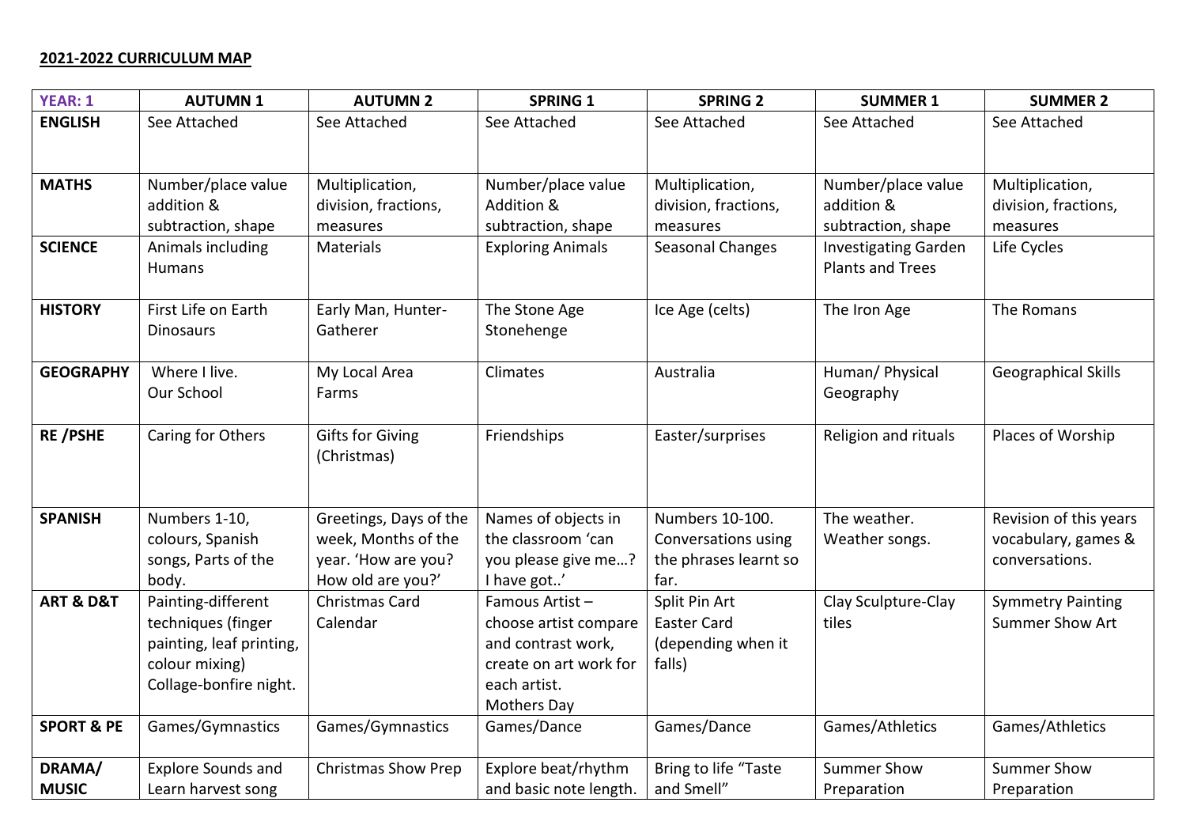**2021-2022 CURRICULUM MAP**

| YEAR: 1 | AUTUMN 1 | AUTUMN 2 | SPRING 1 | SPRING 2 | SUMMER 1 | SUMMER 2 |
|---|---|---|---|---|---|---|
| **ENGLISH** | See Attached | See Attached | See Attached | See Attached | See Attached | See Attached |
| **MATHS** | Number/place value addition & subtraction, shape | Multiplication, division, fractions, measures | Number/place value Addition & subtraction, shape | Multiplication, division, fractions, measures | Number/place value addition & subtraction, shape | Multiplication, division, fractions, measures |
| **SCIENCE** | Animals including Humans | Materials | Exploring Animals | Seasonal Changes | Investigating Garden Plants and Trees | Life Cycles |
| **HISTORY** | First Life on Earth Dinosaurs | Early Man, Hunter-Gatherer | The Stone Age Stonehenge | Ice Age (celts) | The Iron Age | The Romans |
| **GEOGRAPHY** | Where I live. Our School | My Local Area Farms | Climates | Australia | Human/ Physical Geography | Geographical Skills |
| **RE /PSHE** | Caring for Others | Gifts for Giving (Christmas) | Friendships | Easter/surprises | Religion and rituals | Places of Worship |
| **SPANISH** | Numbers 1-10, colours, Spanish songs, Parts of the body. | Greetings, Days of the week, Months of the year. 'How are you? How old are you?' | Names of objects in the classroom 'can you please give me…? I have got..' | Numbers 10-100. Conversations using the phrases learnt so far. | The weather. Weather songs. | Revision of this years vocabulary, games & conversations. |
| **ART & D&T** | Painting-different techniques (finger painting, leaf printing, colour mixing) Collage-bonfire night. | Christmas Card Calendar | Famous Artist – choose artist compare and contrast work, create on art work for each artist. Mothers Day | Split Pin Art Easter Card (depending when it falls) | Clay Sculpture-Clay tiles | Symmetry Painting Summer Show Art |
| **SPORT & PE** | Games/Gymnastics | Games/Gymnastics | Games/Dance | Games/Dance | Games/Athletics | Games/Athletics |
| **DRAMA/ MUSIC** | Explore Sounds and Learn harvest song | Christmas Show Prep | Explore beat/rhythm and basic note length. | Bring to life "Taste and Smell" | Summer Show Preparation | Summer Show Preparation |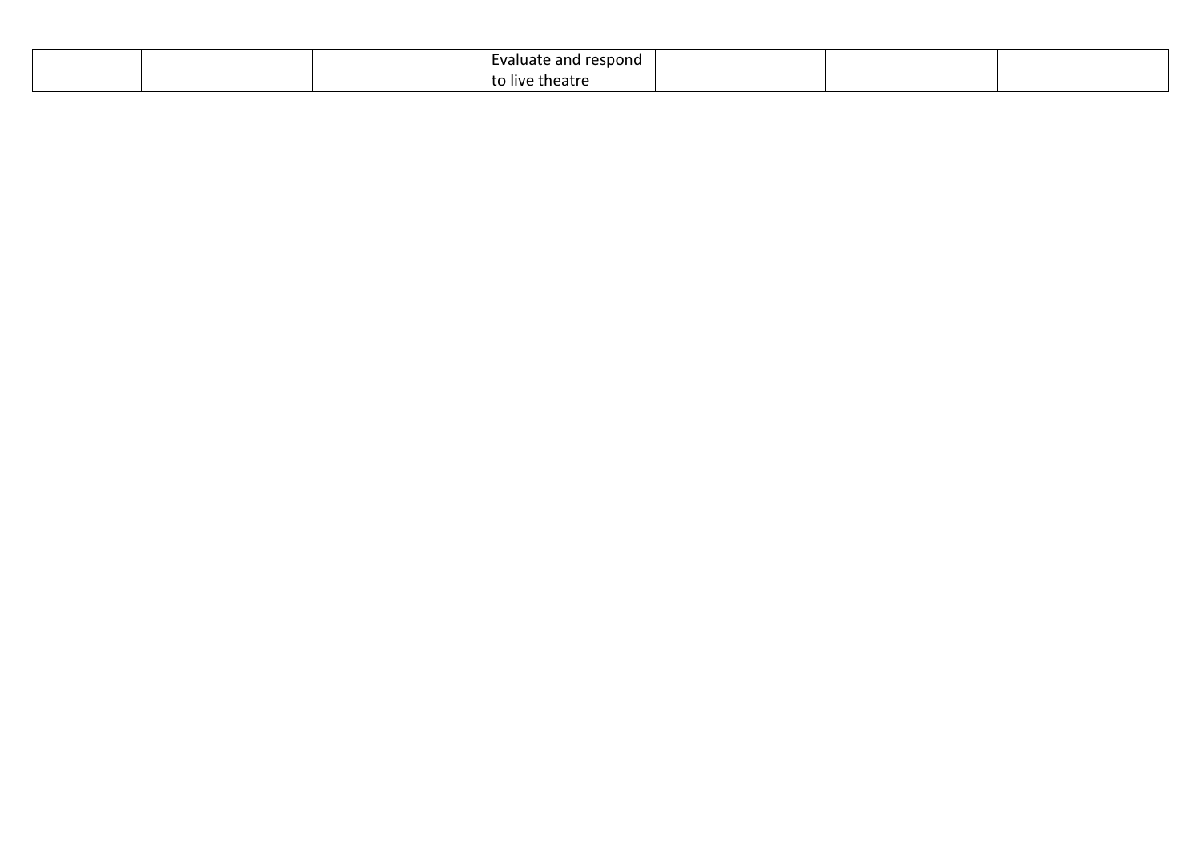| | | | | | | |
|---|---|---|---|---|---|---|
| | | | Evaluate and respond to live theatre | | | |